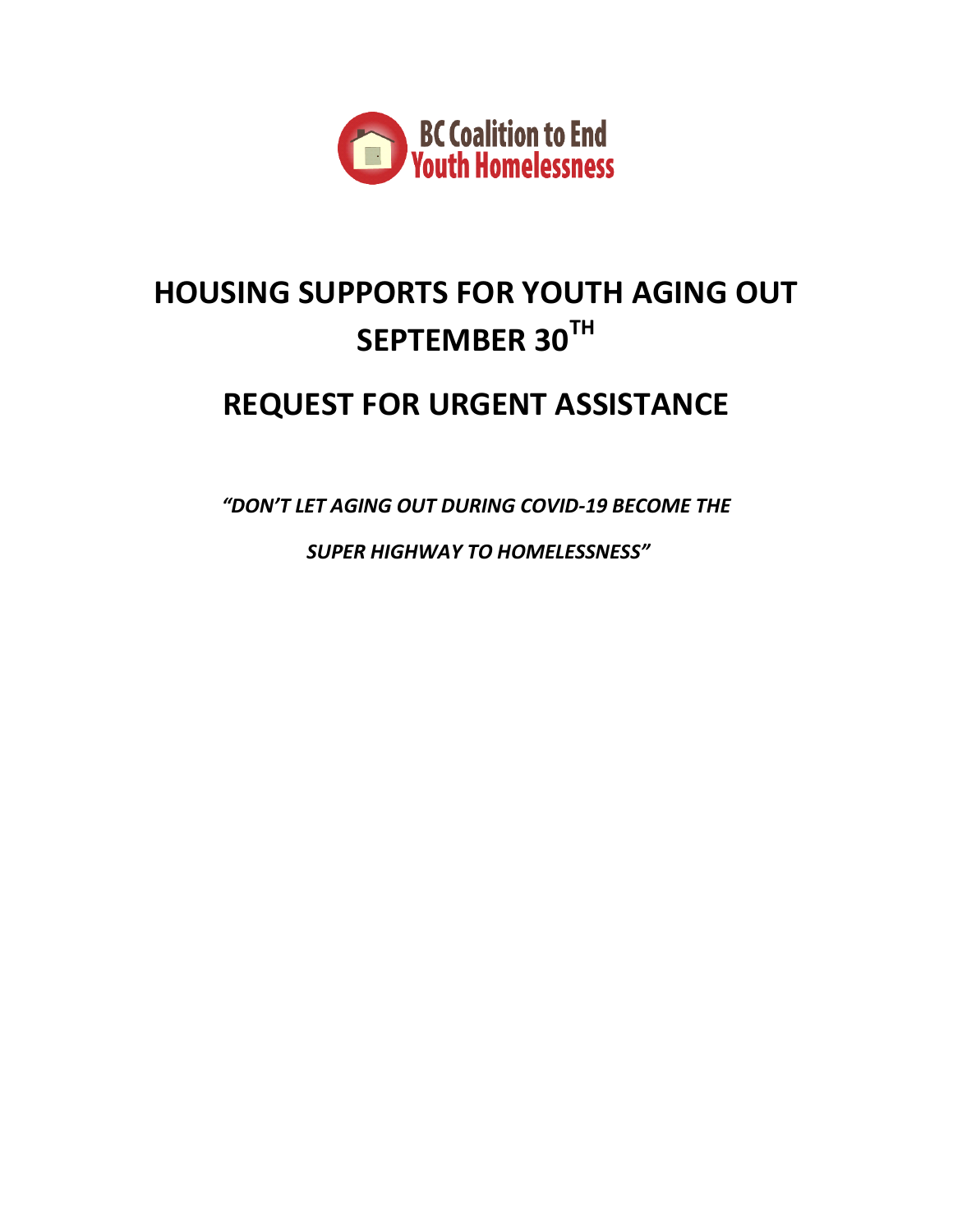BC Coalition to End Youth Homelessness

# HOUSING SUPPORTS FOR YOUTH AGING OUT SEPTEMBER 30TH

# REQUEST FOR URGENT ASSISTANCE

***"DON'T LET AGING OUT DURING COVID-19 BECOME THE SUPER HIGHWAY TO HOMELESSNESS"***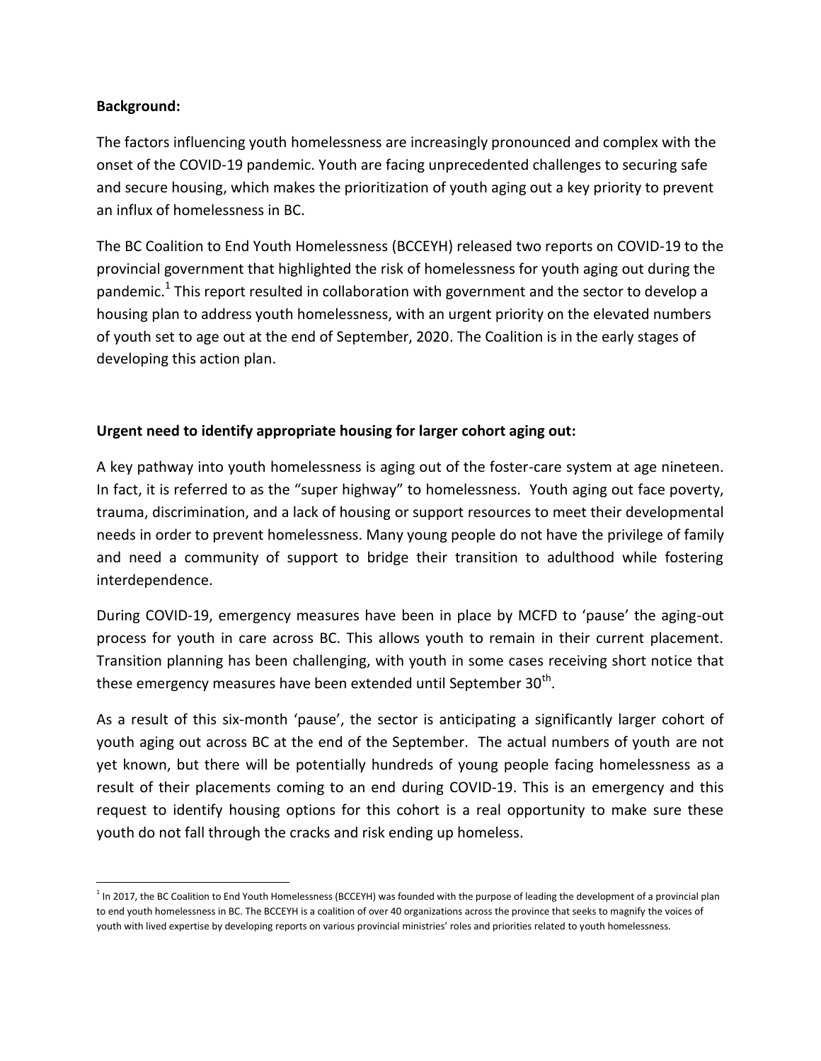**Background:**

The factors influencing youth homelessness are increasingly pronounced and complex with the onset of the COVID-19 pandemic. Youth are facing unprecedented challenges to securing safe and secure housing, which makes the prioritization of youth aging out a key priority to prevent an influx of homelessness in BC.

The BC Coalition to End Youth Homelessness (BCCEYH) released two reports on COVID-19 to the provincial government that highlighted the risk of homelessness for youth aging out during the pandemic.[1] This report resulted in collaboration with government and the sector to develop a housing plan to address youth homelessness, with an urgent priority on the elevated numbers of youth set to age out at the end of September, 2020. The Coalition is in the early stages of developing this action plan.

**Urgent need to identify appropriate housing for larger cohort aging out:**

A key pathway into youth homelessness is aging out of the foster-care system at age nineteen. In fact, it is referred to as the "super highway" to homelessness. Youth aging out face poverty, trauma, discrimination, and a lack of housing or support resources to meet their developmental needs in order to prevent homelessness. Many young people do not have the privilege of family and need a community of support to bridge their transition to adulthood while fostering interdependence.

During COVID-19, emergency measures have been in place by MCFD to 'pause' the aging-out process for youth in care across BC. This allows youth to remain in their current placement. Transition planning has been challenging, with youth in some cases receiving short notice that these emergency measures have been extended until September 30th.

As a result of this six-month 'pause', the sector is anticipating a significantly larger cohort of youth aging out across BC at the end of the September. The actual numbers of youth are not yet known, but there will be potentially hundreds of young people facing homelessness as a result of their placements coming to an end during COVID-19. This is an emergency and this request to identify housing options for this cohort is a real opportunity to make sure these youth do not fall through the cracks and risk ending up homeless.

---

[1] In 2017, the BC Coalition to End Youth Homelessness (BCCEYH) was founded with the purpose of leading the development of a provincial plan to end youth homelessness in BC. The BCCEYH is a coalition of over 40 organizations across the province that seeks to magnify the voices of youth with lived expertise by developing reports on various provincial ministries' roles and priorities related to youth homelessness.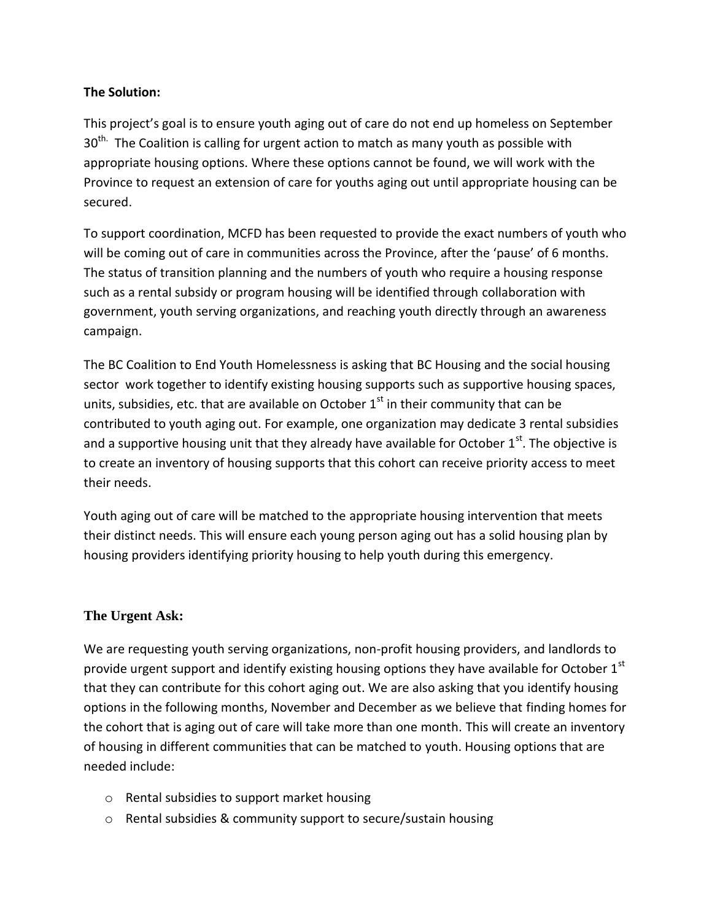**The Solution:**

This project's goal is to ensure youth aging out of care do not end up homeless on September 30th. The Coalition is calling for urgent action to match as many youth as possible with appropriate housing options. Where these options cannot be found, we will work with the Province to request an extension of care for youths aging out until appropriate housing can be secured.

To support coordination, MCFD has been requested to provide the exact numbers of youth who will be coming out of care in communities across the Province, after the 'pause' of 6 months. The status of transition planning and the numbers of youth who require a housing response such as a rental subsidy or program housing will be identified through collaboration with government, youth serving organizations, and reaching youth directly through an awareness campaign.

The BC Coalition to End Youth Homelessness is asking that BC Housing and the social housing sector work together to identify existing housing supports such as supportive housing spaces, units, subsidies, etc. that are available on October 1st in their community that can be contributed to youth aging out. For example, one organization may dedicate 3 rental subsidies and a supportive housing unit that they already have available for October 1st. The objective is to create an inventory of housing supports that this cohort can receive priority access to meet their needs.

Youth aging out of care will be matched to the appropriate housing intervention that meets their distinct needs. This will ensure each young person aging out has a solid housing plan by housing providers identifying priority housing to help youth during this emergency.

**The Urgent Ask:**

We are requesting youth serving organizations, non-profit housing providers, and landlords to provide urgent support and identify existing housing options they have available for October 1st that they can contribute for this cohort aging out. We are also asking that you identify housing options in the following months, November and December as we believe that finding homes for the cohort that is aging out of care will take more than one month. This will create an inventory of housing in different communities that can be matched to youth. Housing options that are needed include:

- Rental subsidies to support market housing
- Rental subsidies & community support to secure/sustain housing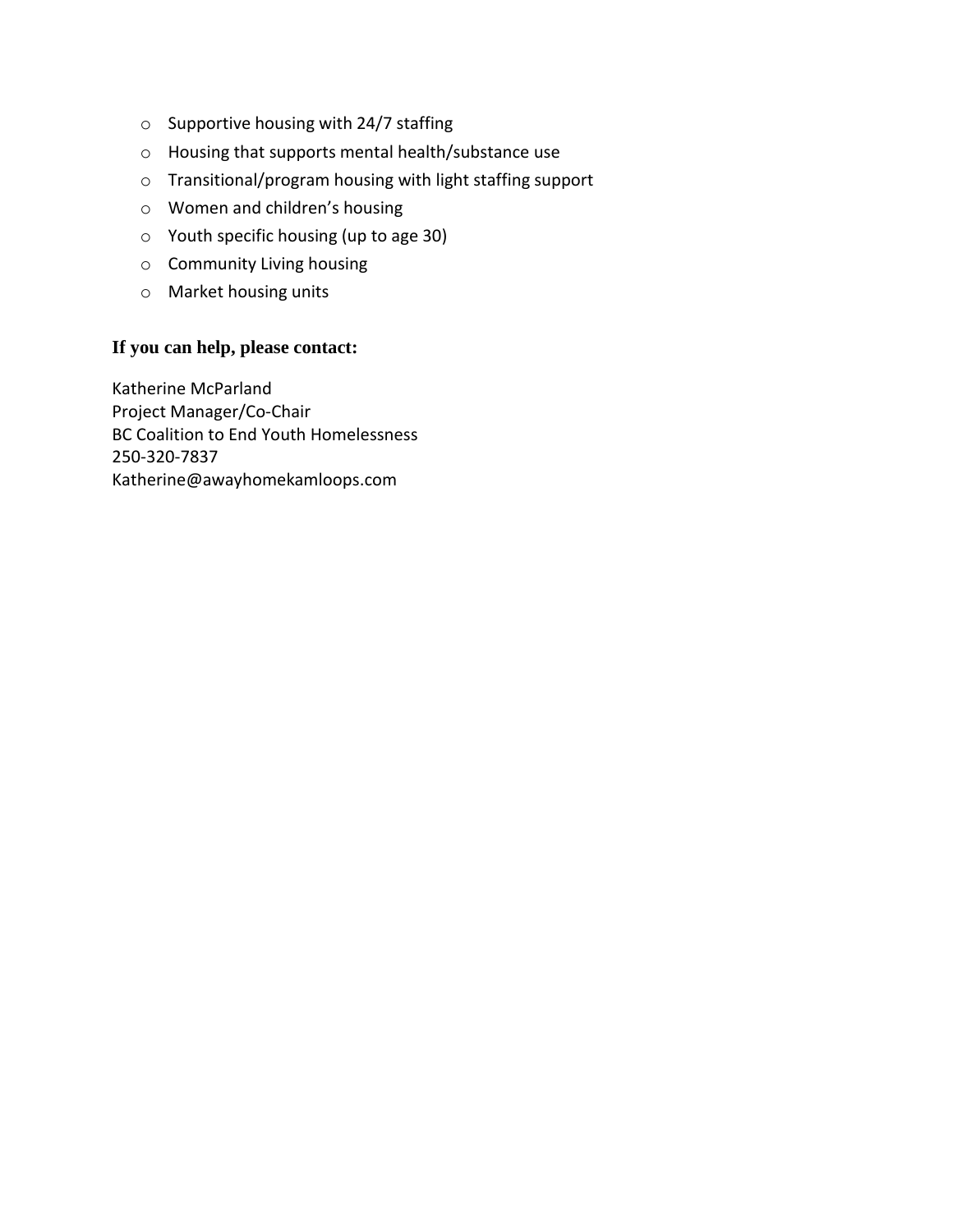- Supportive housing with 24/7 staffing
- Housing that supports mental health/substance use
- Transitional/program housing with light staffing support
- Women and children's housing
- Youth specific housing (up to age 30)
- Community Living housing
- Market housing units

**If you can help, please contact:**

Katherine McParland  
Project Manager/Co-Chair  
BC Coalition to End Youth Homelessness  
250-320-7837  
Katherine@awayhomekamloops.com